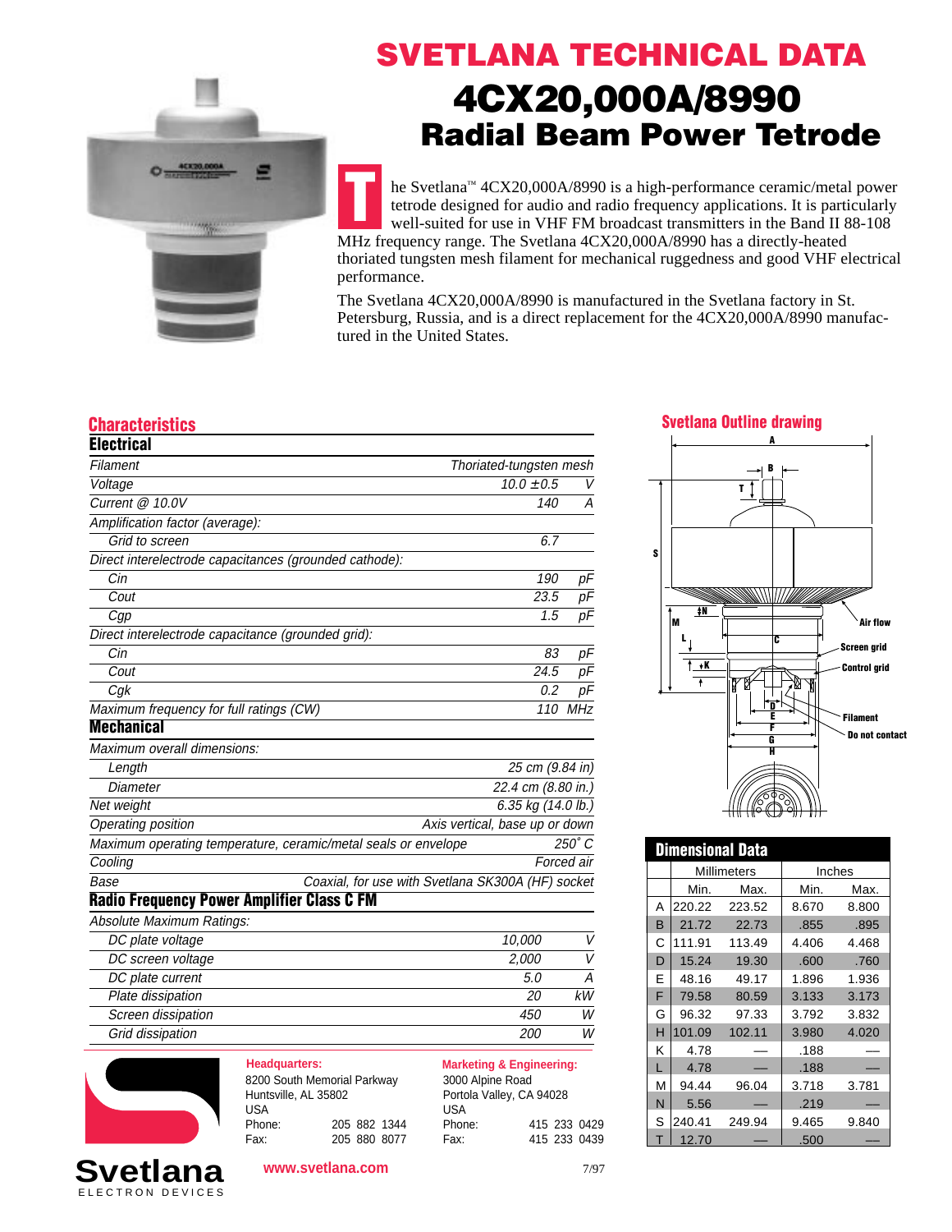# SVETLANA TECHNICAL DATA

# 4CX20,000A/8990

## Radial Beam Power Tetrode

The Svetlana™ 4CX20,000A/8990 is a high-performance ceramic/metal power tetrode designed for audio and radio frequency applications. It is particularly well-suited for use in VHF FM broadcast transmitters in the Band II 88-108 MHz frequency range. The Svetlana 4CX20,000A/8990 has a directly-heated thoriated tungsten mesh filament for mechanical ruggedness and good VHF electrical performance.

The Svetlana 4CX20,000A/8990 is manufactured in the Svetlana factory in St. Petersburg, Russia, and is a direct replacement for the 4CX20,000A/8990 manufactured in the United States.

## Characteristics

### Electrical

| | | |
|---|---|---|
| *Filament* | *Thoriated-tungsten mesh* | |
| *Voltage* | *10.0 ±0.5* | *V* |
| *Current @ 10.0V* | *140* | *A* |
| *Amplification factor (average):* | | |
| *Grid to screen* | *6.7* | |
| *Direct interelectrode capacitances (grounded cathode):* | | |
| *Cin* | *190* | *pF* |
| *Cout* | *23.5* | *pF* |
| *Cgp* | *1.5* | *pF* |
| *Direct interelectrode capacitance (grounded grid):* | | |
| *Cin* | *83* | *pF* |
| *Cout* | *24.5* | *pF* |
| *Cgk* | *0.2* | *pF* |
| *Maximum frequency for full ratings (CW)* | *110* | *MHz* |

### Mechanical

| | |
|---|---|
| *Maximum overall dimensions:* | |
| *Length* | *25 cm (9.84 in)* |
| *Diameter* | *22.4 cm (8.80 in.)* |
| *Net weight* | *6.35 kg (14.0 lb.)* |
| *Operating position* | *Axis vertical, base up or down* |
| *Maximum operating temperature, ceramic/metal seals or envelope* | *250° C* |
| *Cooling* | *Forced air* |
| *Base* | *Coaxial, for use with Svetlana SK300A (HF) socket* |

### Radio Frequency Power Amplifier Class C FM

| | | |
|---|---|---|
| *Absolute Maximum Ratings:* | | |
| *DC plate voltage* | *10,000* | *V* |
| *DC screen voltage* | *2,000* | *V* |
| *DC plate current* | *5.0* | *A* |
| *Plate dissipation* | *20* | *kW* |
| *Screen dissipation* | *450* | *W* |
| *Grid dissipation* | *200* | *W* |

## Svetlana Outline drawing

A, B, T, S, M, N, L, C, K, D, E, F, G, H

Air flow, Screen grid, Control grid, Filament, Do not contact

## Dimensional Data

| | Millimeters | | Inches | |
|---|---|---|---|---|
| | Min. | Max. | Min. | Max. |
| A | 220.22 | 223.52 | 8.670 | 8.800 |
| B | 21.72 | 22.73 | .855 | .895 |
| C | 111.91 | 113.49 | 4.406 | 4.468 |
| D | 15.24 | 19.30 | .600 | .760 |
| E | 48.16 | 49.17 | 1.896 | 1.936 |
| F | 79.58 | 80.59 | 3.133 | 3.173 |
| G | 96.32 | 97.33 | 3.792 | 3.832 |
| H | 101.09 | 102.11 | 3.980 | 4.020 |
| K | 4.78 | — | .188 | — |
| L | 4.78 | — | .188 | — |
| M | 94.44 | 96.04 | 3.718 | 3.781 |
| N | 5.56 | — | .219 | — |
| S | 240.41 | 249.94 | 9.465 | 9.840 |
| T | 12.70 | — | .500 | — |

**Headquarters:**
8200 South Memorial Parkway
Huntsville, AL 35802
USA
Phone: 205 882 1344
Fax: 205 880 8077

**Marketing & Engineering:**
3000 Alpine Road
Portola Valley, CA 94028
USA
Phone: 415 233 0429
Fax: 415 233 0439

**Svetlana** ELECTRON DEVICES

**www.svetlana.com**

7/97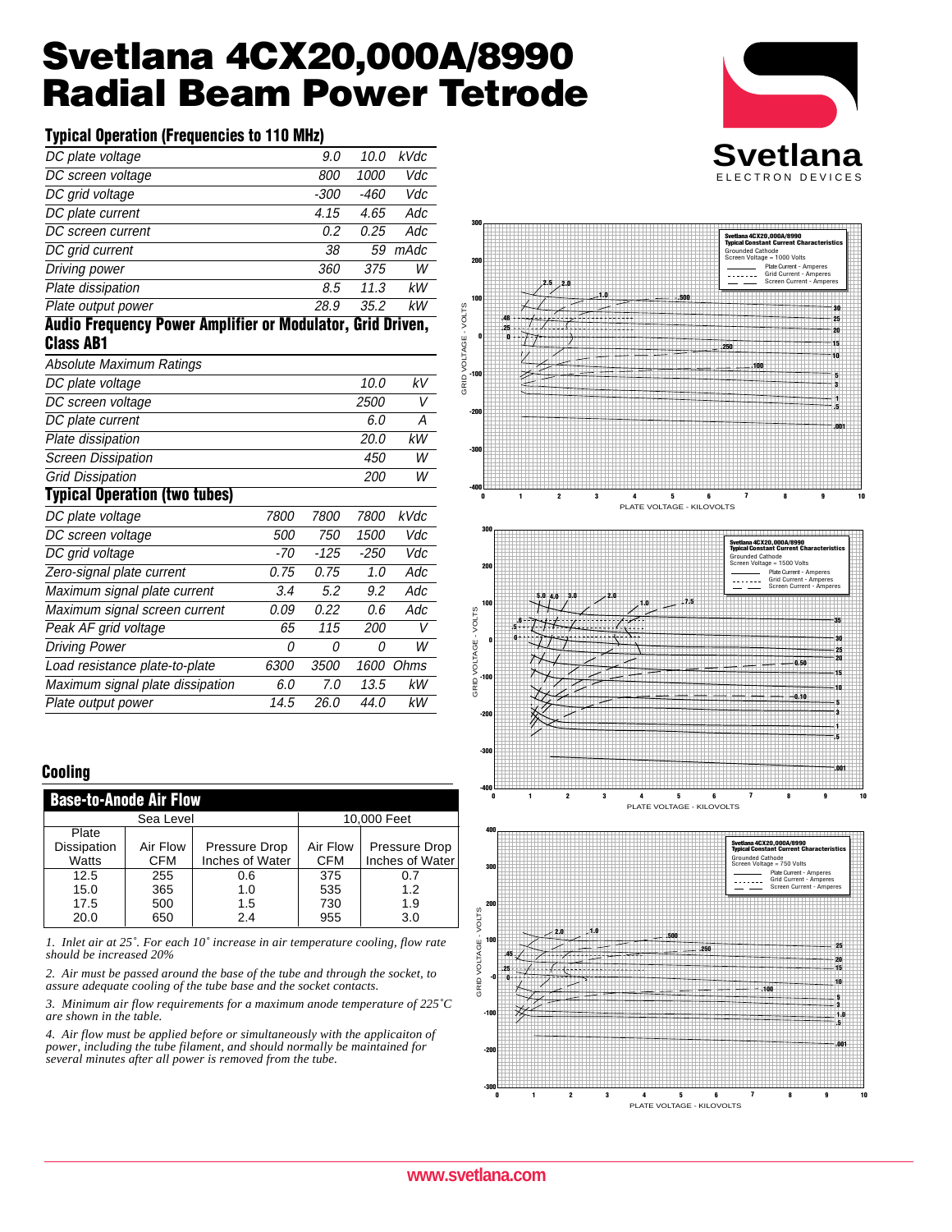# Svetlana 4CX20,000A/8990 Radial Beam Power Tetrode

Svetlana
ELECTRON DEVICES

## Typical Operation (Frequencies to 110 MHz)

| | | | |
|---|---|---|---|
| DC plate voltage | 9.0 | 10.0 | kVdc |
| DC screen voltage | 800 | 1000 | Vdc |
| DC grid voltage | -300 | -460 | Vdc |
| DC plate current | 4.15 | 4.65 | Adc |
| DC screen current | 0.2 | 0.25 | Adc |
| DC grid current | 38 | 59 | mAdc |
| Driving power | 360 | 375 | W |
| Plate dissipation | 8.5 | 11.3 | kW |
| Plate output power | 28.9 | 35.2 | kW |

## Audio Frequency Power Amplifier or Modulator, Grid Driven, Class AB1

| Absolute Maximum Ratings | | |
|---|---|---|
| DC plate voltage | 10.0 | kV |
| DC screen voltage | 2500 | V |
| DC plate current | 6.0 | A |
| Plate dissipation | 20.0 | kW |
| Screen Dissipation | 450 | W |
| Grid Dissipation | 200 | W |

## Typical Operation (two tubes)

| | | | | |
|---|---|---|---|---|
| DC plate voltage | 7800 | 7800 | 7800 | kVdc |
| DC screen voltage | 500 | 750 | 1500 | Vdc |
| DC grid voltage | -70 | -125 | -250 | Vdc |
| Zero-signal plate current | 0.75 | 0.75 | 1.0 | Adc |
| Maximum signal plate current | 3.4 | 5.2 | 9.2 | Adc |
| Maximum signal screen current | 0.09 | 0.22 | 0.6 | Adc |
| Peak AF grid voltage | 65 | 115 | 200 | V |
| Driving Power | 0 | 0 | 0 | W |
| Load resistance plate-to-plate | 6300 | 3500 | 1600 | Ohms |
| Maximum signal plate dissipation | 6.0 | 7.0 | 13.5 | kW |
| Plate output power | 14.5 | 26.0 | 44.0 | kW |

## Cooling

### Base-to-Anode Air Flow

| | Sea Level | | 10,000 Feet | |
|---|---|---|---|---|
| Plate Dissipation Watts | Air Flow CFM | Pressure Drop Inches of Water | Air Flow CFM | Pressure Drop Inches of Water |
| 12.5 | 255 | 0.6 | 375 | 0.7 |
| 15.0 | 365 | 1.0 | 535 | 1.2 |
| 17.5 | 500 | 1.5 | 730 | 1.9 |
| 20.0 | 650 | 2.4 | 955 | 3.0 |

*1. Inlet air at 25˚. For each 10˚ increase in air temperature cooling, flow rate should be increased 20%*

*2. Air must be passed around the base of the tube and through the socket, to assure adequate cooling of the tube base and the socket contacts.*

*3. Minimum air flow requirements for a maximum anode temperature of 225˚C are shown in the table.*

*4. Air flow must be applied before or simultaneously with the applicaiton of power, including the tube filament, and should normally be maintained for several minutes after all power is removed from the tube.*

Svetlana 4CX20,000A/8990
Typical Constant Current Characteristics
Grounded Cathode
Screen Voltage = 1000 Volts
Plate Current - Amperes
Grid Current - Amperes
Screen Current - Amperes
GRID VOLTAGE - VOLTS
PLATE VOLTAGE - KILOVOLTS

Svetlana 4CX20,000A/8990
Typical Constant Current Characteristics
Grounded Cathode
Screen Voltage = 1500 Volts
Plate Current - Amperes
Grid Current - Amperes
Screen Current - Amperes
GRID VOLTAGE - VOLTS
PLATE VOLTAGE - KILOVOLTS

Svetlana 4CX20,000A/8990
Typical Constant Current Characteristics
Grounded Cathode
Screen Voltage = 750 Volts
Plate Current - Amperes
Grid Current - Amperes
Screen Current - Amperes
GRID VOLTAGE - VOLTS
PLATE VOLTAGE - KILOVOLTS

www.svetlana.com